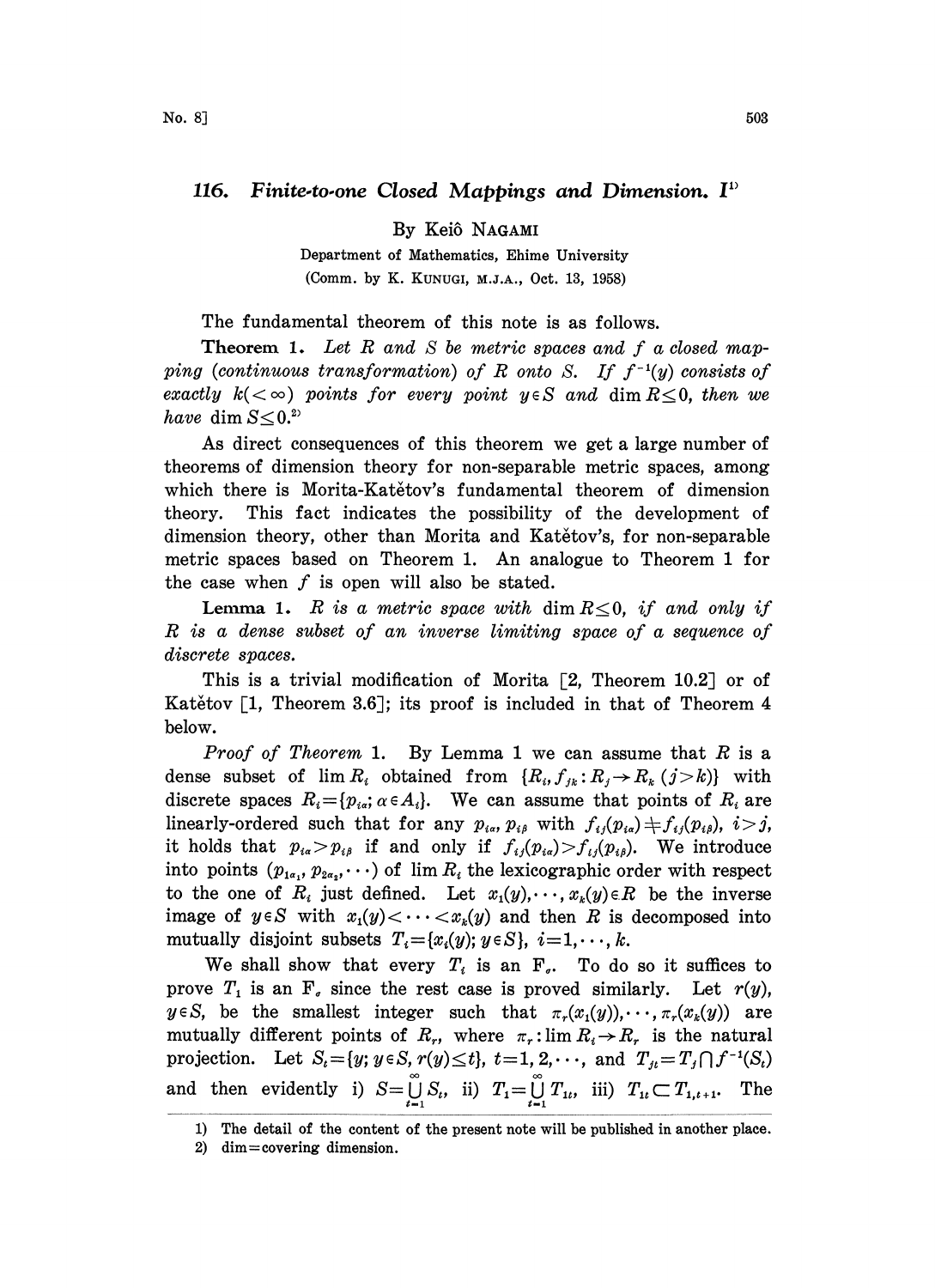# 116. Finite-to-one Closed Mappings and Dimension. I[1]

By Keiô NAGAMI

Department of Mathematics, Ehime University

(Comm. by K. KUNUGI, M.J.A., Oct. 13, 1958)

The fundamental theorem of this note is as follows.

**Theorem 1.** *Let $R$ and $S$ be metric spaces and $f$ a closed mapping (continuous transformation) of $R$ onto $S$. If $f^{-1}(y)$ consists of exactly $k(<\infty)$ points for every point $y \in S$ and $\dim R \leq 0$, then we have $\dim S \leq 0$.*[2]

As direct consequences of this theorem we get a large number of theorems of dimension theory for non-separable metric spaces, among which there is Morita-Katětov's fundamental theorem of dimension theory. This fact indicates the possibility of the development of dimension theory, other than Morita and Katětov's, for non-separable metric spaces based on Theorem 1. An analogue to Theorem 1 for the case when $f$ is open will also be stated.

**Lemma 1.** *$R$ is a metric space with $\dim R \leq 0$, if and only if $R$ is a dense subset of an inverse limiting space of a sequence of discrete spaces.*

This is a trivial modification of Morita [2, Theorem 10.2] or of Katětov [1, Theorem 3.6]; its proof is included in that of Theorem 4 below.

*Proof of Theorem 1.* By Lemma 1 we can assume that $R$ is a dense subset of $\lim R_i$ obtained from $\{R_i, f_{jk}: R_j \to R_k \ (j>k)\}$ with discrete spaces $R_i = \{p_{i\alpha}; \alpha \in A_i\}$. We can assume that points of $R_i$ are linearly-ordered such that for any $p_{i\alpha}, p_{i\beta}$ with $f_{ij}(p_{i\alpha}) \neq f_{ij}(p_{i\beta})$, $i>j$, it holds that $p_{i\alpha} > p_{i\beta}$ if and only if $f_{ij}(p_{i\alpha}) > f_{ij}(p_{i\beta})$. We introduce into points $(p_{1\alpha_1}, p_{2\alpha_2}, \cdots)$ of $\lim R_i$ the lexicographic order with respect to the one of $R_i$ just defined. Let $x_1(y), \cdots, x_k(y) \in R$ be the inverse image of $y \in S$ with $x_1(y) < \cdots < x_k(y)$ and then $R$ is decomposed into mutually disjoint subsets $T_i = \{x_i(y); y \in S\}$, $i=1, \cdots, k$.

We shall show that every $T_i$ is an $F_\sigma$. To do so it suffices to prove $T_1$ is an $F_\sigma$ since the rest case is proved similarly. Let $r(y)$, $y \in S$, be the smallest integer such that $\pi_r(x_1(y)), \cdots, \pi_r(x_k(y))$ are mutually different points of $R_r$, where $\pi_r: \lim R_i \to R_r$ is the natural projection. Let $S_t = \{y; y \in S, r(y) \leq t\}$, $t=1, 2, \cdots$, and $T_{jt} = T_j \cap f^{-1}(S_t)$ and then evidently i) $S = \bigcup_{t=1}^{\infty} S_t$, ii) $T_1 = \bigcup_{t=1}^{\infty} T_{1t}$, iii) $T_{1t} \subset T_{1,t+1}$. The

---

1) The detail of the content of the present note will be published in another place.

2) dim = covering dimension.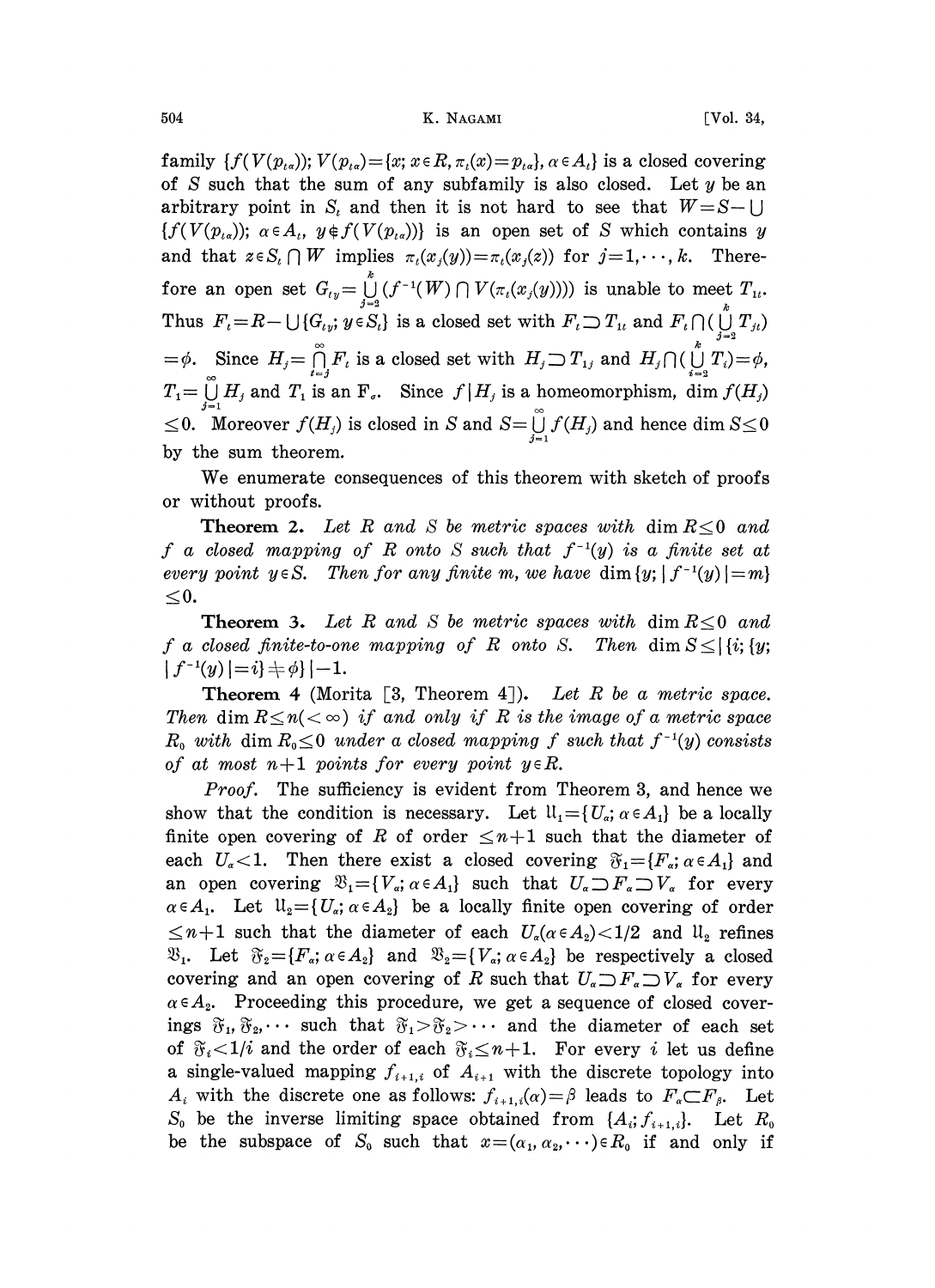family $\{f(V(p_{t\alpha})); V(p_{t\alpha})=\{x; x\in R, \pi_t(x)=p_{t\alpha}\}, \alpha\in A_t\}$ is a closed covering of $S$ such that the sum of any subfamily is also closed. Let $y$ be an arbitrary point in $S_t$ and then it is not hard to see that $W=S-\bigcup\{f(V(p_{t\alpha})); \alpha\in A_t, y\notin f(V(p_{t\alpha}))\}$ is an open set of $S$ which contains $y$ and that $z\in S_t\cap W$ implies $\pi_t(x_j(y))=\pi_t(x_j(z))$ for $j=1,\cdots,k$. Therefore an open set $G_{ty}=\bigcup_{j=2}^{k}(f^{-1}(W)\cap V(\pi_t(x_j(y))))$ is unable to meet $T_{1t}$. Thus $F_t=R-\bigcup\{G_{ty}; y\in S_t\}$ is a closed set with $F_t\supset T_{1t}$ and $F_t\cap(\bigcup_{j=2}^{k}T_{jt})=\phi$. Since $H_j=\bigcap_{t=j}^{\infty}F_t$ is a closed set with $H_j\supset T_{1j}$ and $H_j\cap(\bigcup_{i=2}^{k}T_i)=\phi$, $T_1=\bigcup_{j=1}^{\infty}H_j$ and $T_1$ is an $F_\sigma$. Since $f|H_j$ is a homeomorphism, $\dim f(H_j)\leq 0$. Moreover $f(H_j)$ is closed in $S$ and $S=\bigcup_{j=1}^{\infty}f(H_j)$ and hence $\dim S\leq 0$ by the sum theorem.

We enumerate consequences of this theorem with sketch of proofs or without proofs.

**Theorem 2.** *Let $R$ and $S$ be metric spaces with $\dim R\leq 0$ and $f$ a closed mapping of $R$ onto $S$ such that $f^{-1}(y)$ is a finite set at every point $y\in S$. Then for any finite $m$, we have $\dim\{y; |f^{-1}(y)|=m\}\leq 0$.*

**Theorem 3.** *Let $R$ and $S$ be metric spaces with $\dim R\leq 0$ and $f$ a closed finite-to-one mapping of $R$ onto $S$. Then $\dim S\leq|\{i; \{y; |f^{-1}(y)|=i\}\neq\phi\}|-1$.*

**Theorem 4** (Morita [3, Theorem 4]). *Let $R$ be a metric space. Then $\dim R\leq n(<\infty)$ if and only if $R$ is the image of a metric space $R_0$ with $\dim R_0\leq 0$ under a closed mapping $f$ such that $f^{-1}(y)$ consists of at most $n+1$ points for every point $y\in R$.*

*Proof.* The sufficiency is evident from Theorem 3, and hence we show that the condition is necessary. Let $\mathfrak{U}_1=\{U_\alpha; \alpha\in A_1\}$ be a locally finite open covering of $R$ of order $\leq n+1$ such that the diameter of each $U_\alpha<1$. Then there exist a closed covering $\mathfrak{F}_1=\{F_\alpha; \alpha\in A_1\}$ and an open covering $\mathfrak{V}_1=\{V_\alpha; \alpha\in A_1\}$ such that $U_\alpha\supset F_\alpha\supset V_\alpha$ for every $\alpha\in A_1$. Let $\mathfrak{U}_2=\{U_\alpha; \alpha\in A_2\}$ be a locally finite open covering of order $\leq n+1$ such that the diameter of each $U_\alpha(\alpha\in A_2)<1/2$ and $\mathfrak{U}_2$ refines $\mathfrak{V}_1$. Let $\mathfrak{F}_2=\{F_\alpha; \alpha\in A_2\}$ and $\mathfrak{V}_2=\{V_\alpha; \alpha\in A_2\}$ be respectively a closed covering and an open covering of $R$ such that $U_\alpha\supset F_\alpha\supset V_\alpha$ for every $\alpha\in A_2$. Proceeding this procedure, we get a sequence of closed coverings $\mathfrak{F}_1,\mathfrak{F}_2,\cdots$ such that $\mathfrak{F}_1>\mathfrak{F}_2>\cdots$ and the diameter of each set of $\mathfrak{F}_i<1/i$ and the order of each $\mathfrak{F}_i\leq n+1$. For every $i$ let us define a single-valued mapping $f_{i+1,i}$ of $A_{i+1}$ with the discrete topology into $A_i$ with the discrete one as follows: $f_{i+1,i}(\alpha)=\beta$ leads to $F_\alpha\subset F_\beta$. Let $S_0$ be the inverse limiting space obtained from $\{A_i; f_{i+1,i}\}$. Let $R_0$ be the subspace of $S_0$ such that $x=(\alpha_1,\alpha_2,\cdots)\in R_0$ if and only if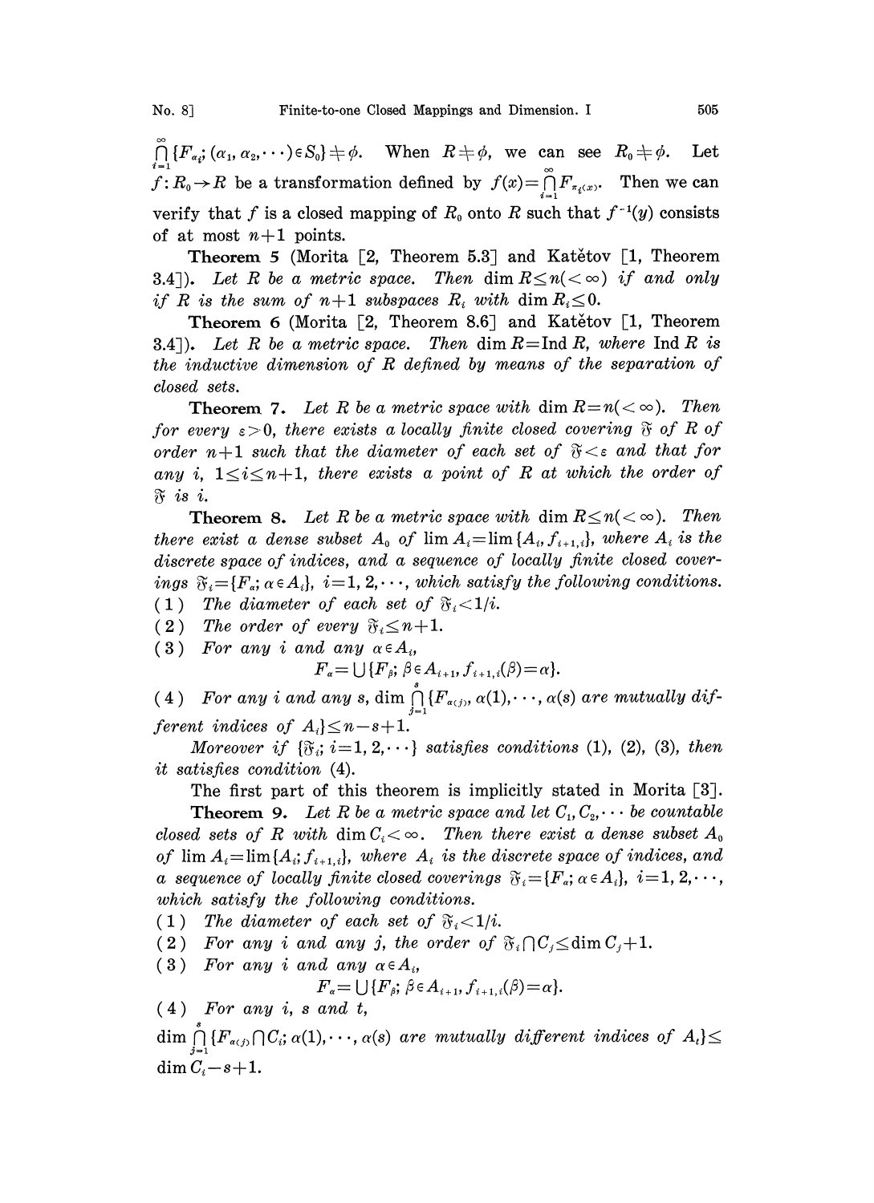$\bigcap_{i=1}^{\infty}\{F_{\alpha_i}; (\alpha_1, \alpha_2, \cdots) \in S_0\} \neq \phi$. When $R \neq \phi$, we can see $R_0 \neq \phi$. Let $f: R_0 \to R$ be a transformation defined by $f(x) = \bigcap_{i=1}^{\infty} F_{\pi_i(x)}$. Then we can verify that $f$ is a closed mapping of $R_0$ onto $R$ such that $f^{-1}(y)$ consists of at most $n+1$ points.

**Theorem 5** (Morita [2, Theorem 5.3] and Katětov [1, Theorem 3.4]). *Let $R$ be a metric space. Then $\dim R \leq n (< \infty)$ if and only if $R$ is the sum of $n+1$ subspaces $R_i$ with $\dim R_i \leq 0$.*

**Theorem 6** (Morita [2, Theorem 8.6] and Katětov [1, Theorem 3.4]). *Let $R$ be a metric space. Then $\dim R = \operatorname{Ind} R$, where $\operatorname{Ind} R$ is the inductive dimension of $R$ defined by means of the separation of closed sets.*

**Theorem 7.** *Let $R$ be a metric space with $\dim R = n (< \infty)$. Then for every $\varepsilon > 0$, there exists a locally finite closed covering $\mathfrak{F}$ of $R$ of order $n+1$ such that the diameter of each set of $\mathfrak{F} < \varepsilon$ and that for any $i$, $1 \leq i \leq n+1$, there exists a point of $R$ at which the order of $\mathfrak{F}$ is $i$.*

**Theorem 8.** *Let $R$ be a metric space with $\dim R \leq n (< \infty)$. Then there exist a dense subset $A_0$ of $\lim A_i = \lim \{A_i, f_{i+1,i}\}$, where $A_i$ is the discrete space of indices, and a sequence of locally finite closed coverings $\mathfrak{F}_i = \{F_\alpha; \alpha \in A_i\}$, $i = 1, 2, \cdots$, which satisfy the following conditions.*

(1) *The diameter of each set of $\mathfrak{F}_i < 1/i$.*

(2) *The order of every $\mathfrak{F}_i \leq n+1$.*

(3) *For any $i$ and any $\alpha \in A_i$,*

$$F_\alpha = \bigcup \{F_\beta; \beta \in A_{i+1}, f_{i+1,i}(\beta) = \alpha\}.$$

(4) *For any $i$ and any $s$, $\dim \bigcap_{j=1}^{s} \{F_{\alpha(j)}, \alpha(1), \cdots, \alpha(s)$ are mutually different indices of $A_i\} \leq n - s + 1$.*

*Moreover if $\{\mathfrak{F}_i; i = 1, 2, \cdots\}$ satisfies conditions (1), (2), (3), then it satisfies condition (4).*

The first part of this theorem is implicitly stated in Morita [3].

**Theorem 9.** *Let $R$ be a metric space and let $C_1, C_2, \cdots$ be countable closed sets of $R$ with $\dim C_i < \infty$. Then there exist a dense subset $A_0$ of $\lim A_i = \lim \{A_i; f_{i+1,i}\}$, where $A_i$ is the discrete space of indices, and a sequence of locally finite closed coverings $\mathfrak{F}_i = \{F_\alpha; \alpha \in A_i\}$, $i = 1, 2, \cdots$, which satisfy the following conditions.*

(1) *The diameter of each set of $\mathfrak{F}_i < 1/i$.*

(2) *For any $i$ and any $j$, the order of $\mathfrak{F}_i \cap C_j \leq \dim C_j + 1$.*

(3) *For any $i$ and any $\alpha \in A_i$,*

$$F_\alpha = \bigcup \{F_\beta; \beta \in A_{i+1}, f_{i+1,i}(\beta) = \alpha\}.$$

(4) *For any $i$, $s$ and $t$,*

$\dim \bigcap_{j=1}^{s} \{F_{\alpha(j)} \cap C_t; \alpha(1), \cdots, \alpha(s)$ *are mutually different indices of $A_i\} \leq \dim C_t - s + 1$.*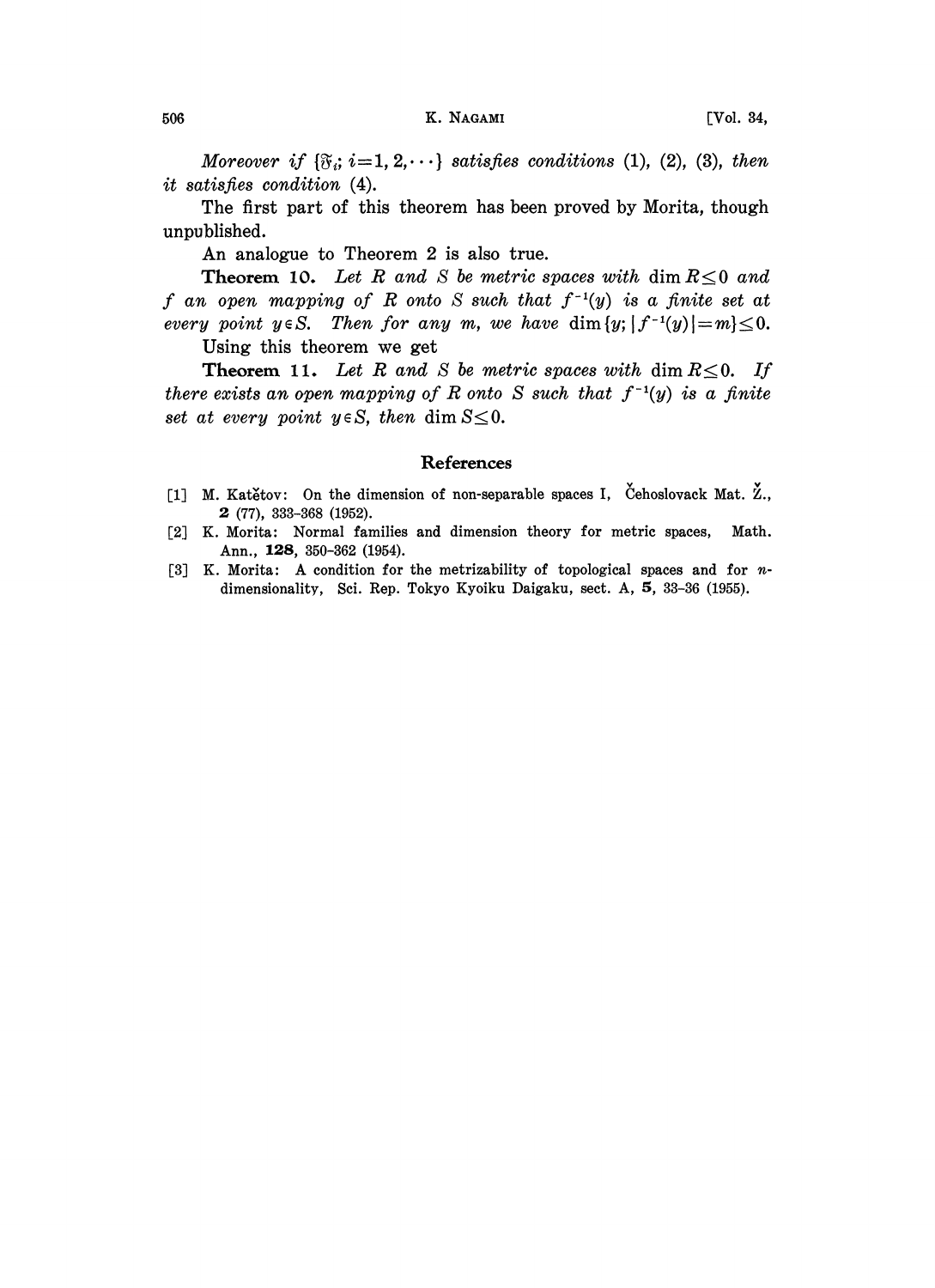*Moreover if* $\{\mathfrak{F}_i;\ i=1, 2, \cdots\}$ *satisfies conditions* (1), (2), (3), *then it satisfies condition* (4).

The first part of this theorem has been proved by Morita, though unpublished.

An analogue to Theorem 2 is also true.

**Theorem 10.** *Let* $R$ *and* $S$ *be metric spaces with* $\dim R \leq 0$ *and* $f$ *an open mapping of* $R$ *onto* $S$ *such that* $f^{-1}(y)$ *is a finite set at every point* $y \in S$. *Then for any* $m$, *we have* $\dim \{y;\ |f^{-1}(y)| = m\} \leq 0$.

Using this theorem we get

**Theorem 11.** *Let* $R$ *and* $S$ *be metric spaces with* $\dim R \leq 0$. *If there exists an open mapping of* $R$ *onto* $S$ *such that* $f^{-1}(y)$ *is a finite set at every point* $y \in S$, *then* $\dim S \leq 0$.

## References

[1] M. Katětov: On the dimension of non-separable spaces I, Čehoslovack Mat. Ž., **2** (77), 333–368 (1952).

[2] K. Morita: Normal families and dimension theory for metric spaces, Math. Ann., **128**, 350–362 (1954).

[3] K. Morita: A condition for the metrizability of topological spaces and for $n$-dimensionality, Sci. Rep. Tokyo Kyoiku Daigaku, sect. A, **5**, 33–36 (1955).